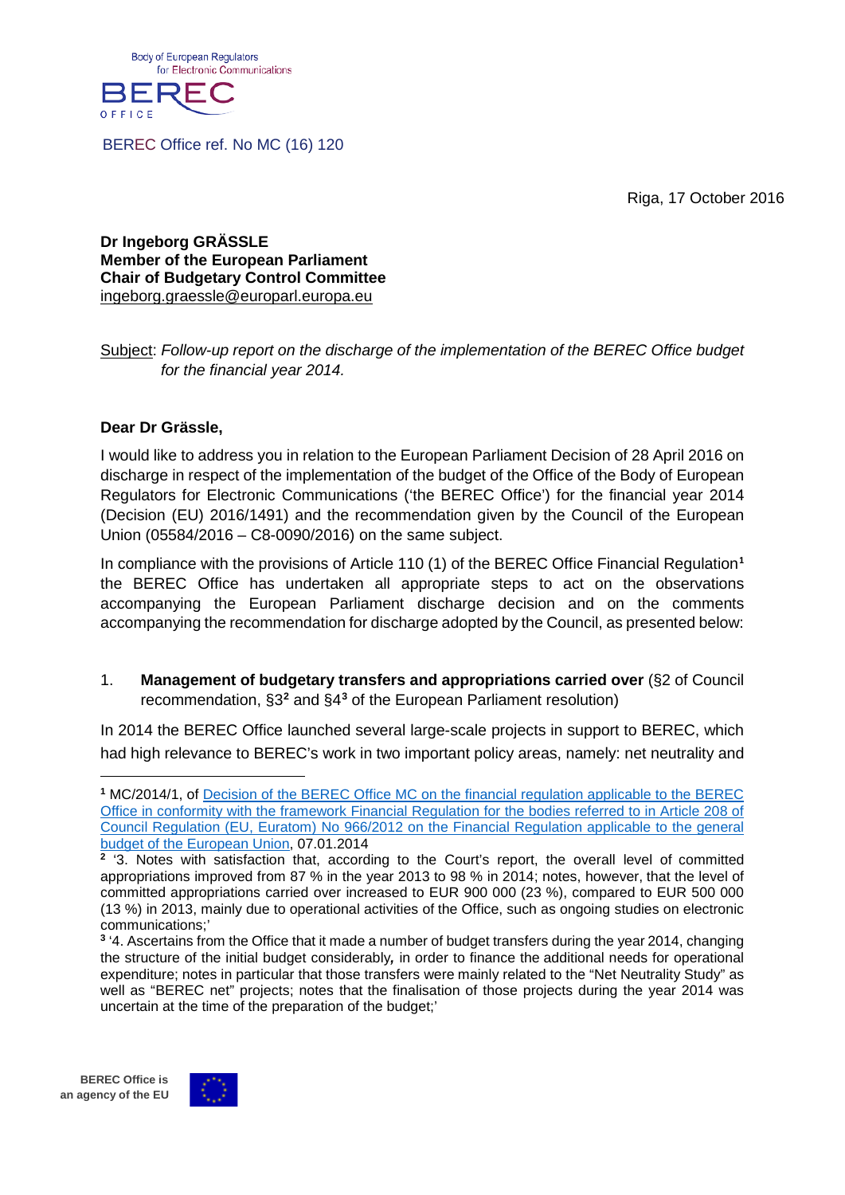Body of European Regulators for Electronic Communications

BEREC OFFICE

BEREC Office ref. No MC (16) 120

Riga, 17 October 2016

**Dr Ingeborg GRÄSSLE**
**Member of the European Parliament**
**Chair of Budgetary Control Committee**
ingeborg.graessle@europarl.europa.eu

Subject: *Follow-up report on the discharge of the implementation of the BEREC Office budget for the financial year 2014.*

**Dear Dr Grässle,**

I would like to address you in relation to the European Parliament Decision of 28 April 2016 on discharge in respect of the implementation of the budget of the Office of the Body of European Regulators for Electronic Communications ('the BEREC Office') for the financial year 2014 (Decision (EU) 2016/1491) and the recommendation given by the Council of the European Union (05584/2016 – C8-0090/2016) on the same subject.

In compliance with the provisions of Article 110 (1) of the BEREC Office Financial Regulation[1] the BEREC Office has undertaken all appropriate steps to act on the observations accompanying the European Parliament discharge decision and on the comments accompanying the recommendation for discharge adopted by the Council, as presented below:

1. **Management of budgetary transfers and appropriations carried over** (§2 of Council recommendation, §3[2] and §4[3] of the European Parliament resolution)

In 2014 the BEREC Office launched several large-scale projects in support to BEREC, which had high relevance to BEREC's work in two important policy areas, namely: net neutrality and

---

[1] MC/2014/1, of Decision of the BEREC Office MC on the financial regulation applicable to the BEREC Office in conformity with the framework Financial Regulation for the bodies referred to in Article 208 of Council Regulation (EU, Euratom) No 966/2012 on the Financial Regulation applicable to the general budget of the European Union, 07.01.2014

[2] '3. Notes with satisfaction that, according to the Court's report, the overall level of committed appropriations improved from 87 % in the year 2013 to 98 % in 2014; notes, however, that the level of committed appropriations carried over increased to EUR 900 000 (23 %), compared to EUR 500 000 (13 %) in 2013, mainly due to operational activities of the Office, such as ongoing studies on electronic communications;'

[3] '4. Ascertains from the Office that it made a number of budget transfers during the year 2014, changing the structure of the initial budget considerably*,* in order to finance the additional needs for operational expenditure; notes in particular that those transfers were mainly related to the "Net Neutrality Study" as well as "BEREC net" projects; notes that the finalisation of those projects during the year 2014 was uncertain at the time of the preparation of the budget;'

BEREC Office is an agency of the EU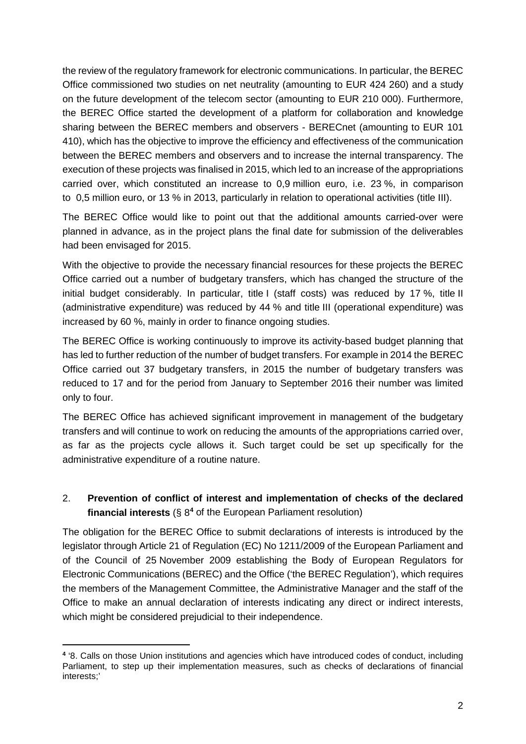the review of the regulatory framework for electronic communications. In particular, the BEREC Office commissioned two studies on net neutrality (amounting to EUR 424 260) and a study on the future development of the telecom sector (amounting to EUR 210 000). Furthermore, the BEREC Office started the development of a platform for collaboration and knowledge sharing between the BEREC members and observers - BERECnet (amounting to EUR 101 410), which has the objective to improve the efficiency and effectiveness of the communication between the BEREC members and observers and to increase the internal transparency. The execution of these projects was finalised in 2015, which led to an increase of the appropriations carried over, which constituted an increase to 0,9 million euro, i.e. 23 %, in comparison to 0,5 million euro, or 13 % in 2013, particularly in relation to operational activities (title III).

The BEREC Office would like to point out that the additional amounts carried-over were planned in advance, as in the project plans the final date for submission of the deliverables had been envisaged for 2015.

With the objective to provide the necessary financial resources for these projects the BEREC Office carried out a number of budgetary transfers, which has changed the structure of the initial budget considerably. In particular, title I (staff costs) was reduced by 17 %, title II (administrative expenditure) was reduced by 44 % and title III (operational expenditure) was increased by 60 %, mainly in order to finance ongoing studies.

The BEREC Office is working continuously to improve its activity-based budget planning that has led to further reduction of the number of budget transfers. For example in 2014 the BEREC Office carried out 37 budgetary transfers, in 2015 the number of budgetary transfers was reduced to 17 and for the period from January to September 2016 their number was limited only to four.

The BEREC Office has achieved significant improvement in management of the budgetary transfers and will continue to work on reducing the amounts of the appropriations carried over, as far as the projects cycle allows it. Such target could be set up specifically for the administrative expenditure of a routine nature.

## 2. **Prevention of conflict of interest and implementation of checks of the declared financial interests** (§ 8[4] of the European Parliament resolution)

The obligation for the BEREC Office to submit declarations of interests is introduced by the legislator through Article 21 of Regulation (EC) No 1211/2009 of the European Parliament and of the Council of 25 November 2009 establishing the Body of European Regulators for Electronic Communications (BEREC) and the Office ('the BEREC Regulation'), which requires the members of the Management Committee, the Administrative Manager and the staff of the Office to make an annual declaration of interests indicating any direct or indirect interests, which might be considered prejudicial to their independence.

[4] '8. Calls on those Union institutions and agencies which have introduced codes of conduct, including Parliament, to step up their implementation measures, such as checks of declarations of financial interests;'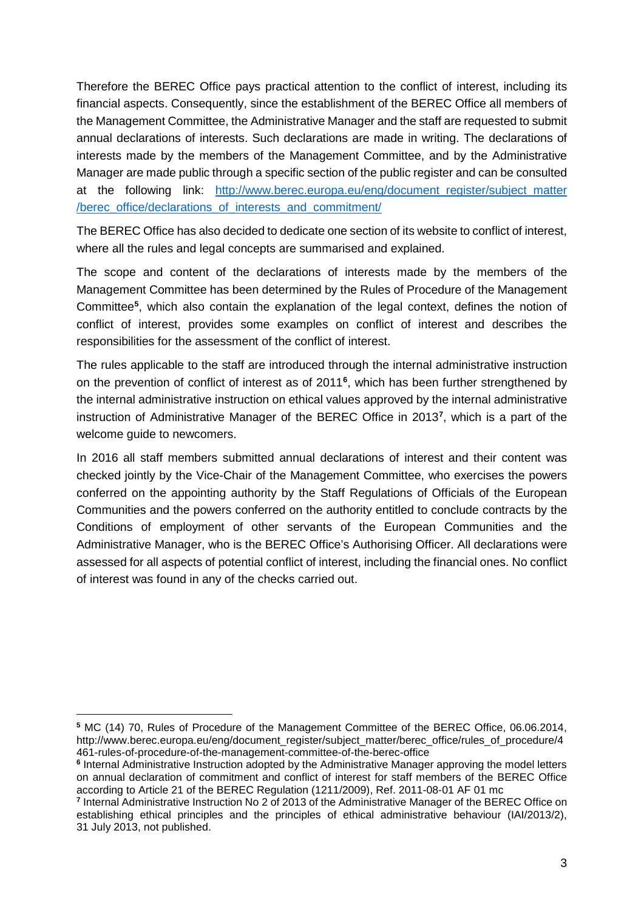Therefore the BEREC Office pays practical attention to the conflict of interest, including its financial aspects. Consequently, since the establishment of the BEREC Office all members of the Management Committee, the Administrative Manager and the staff are requested to submit annual declarations of interests. Such declarations are made in writing. The declarations of interests made by the members of the Management Committee, and by the Administrative Manager are made public through a specific section of the public register and can be consulted at the following link: [http://www.berec.europa.eu/eng/document_register/subject_matter/berec_office/declarations_of_interests_and_commitment/](http://www.berec.europa.eu/eng/document_register/subject_matter/berec_office/declarations_of_interests_and_commitment/)

The BEREC Office has also decided to dedicate one section of its website to conflict of interest, where all the rules and legal concepts are summarised and explained.

The scope and content of the declarations of interests made by the members of the Management Committee has been determined by the Rules of Procedure of the Management Committee[5], which also contain the explanation of the legal context, defines the notion of conflict of interest, provides some examples on conflict of interest and describes the responsibilities for the assessment of the conflict of interest.

The rules applicable to the staff are introduced through the internal administrative instruction on the prevention of conflict of interest as of 2011[6], which has been further strengthened by the internal administrative instruction on ethical values approved by the internal administrative instruction of Administrative Manager of the BEREC Office in 2013[7], which is a part of the welcome guide to newcomers.

In 2016 all staff members submitted annual declarations of interest and their content was checked jointly by the Vice-Chair of the Management Committee, who exercises the powers conferred on the appointing authority by the Staff Regulations of Officials of the European Communities and the powers conferred on the authority entitled to conclude contracts by the Conditions of employment of other servants of the European Communities and the Administrative Manager, who is the BEREC Office's Authorising Officer. All declarations were assessed for all aspects of potential conflict of interest, including the financial ones. No conflict of interest was found in any of the checks carried out.

---

[5] MC (14) 70, Rules of Procedure of the Management Committee of the BEREC Office, 06.06.2014, http://www.berec.europa.eu/eng/document_register/subject_matter/berec_office/rules_of_procedure/4461-rules-of-procedure-of-the-management-committee-of-the-berec-office

[6] Internal Administrative Instruction adopted by the Administrative Manager approving the model letters on annual declaration of commitment and conflict of interest for staff members of the BEREC Office according to Article 21 of the BEREC Regulation (1211/2009), Ref. 2011-08-01 AF 01 mc

[7] Internal Administrative Instruction No 2 of 2013 of the Administrative Manager of the BEREC Office on establishing ethical principles and the principles of ethical administrative behaviour (IAI/2013/2), 31 July 2013, not published.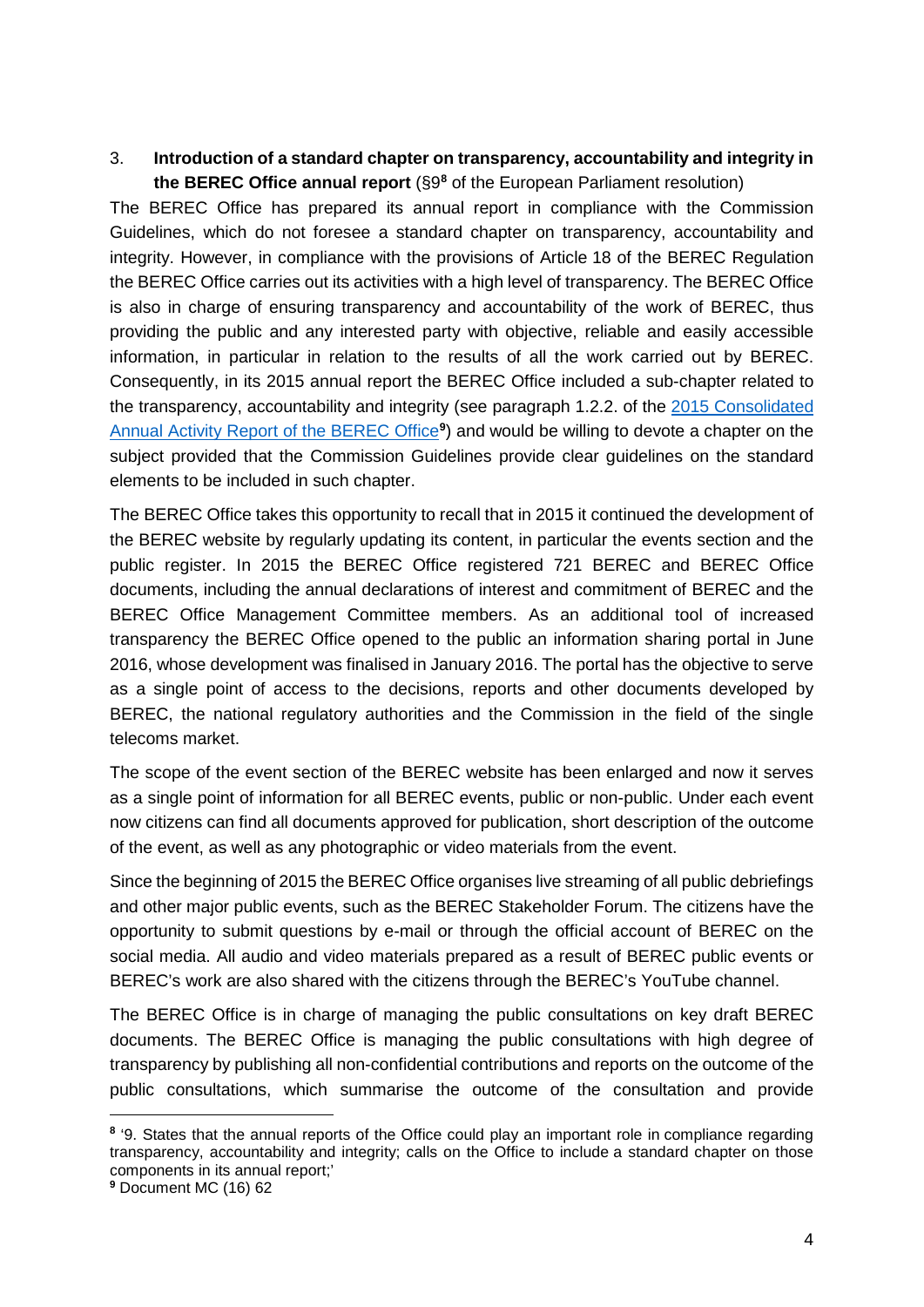3. **Introduction of a standard chapter on transparency, accountability and integrity in the BEREC Office annual report** (§9[8] of the European Parliament resolution)

The BEREC Office has prepared its annual report in compliance with the Commission Guidelines, which do not foresee a standard chapter on transparency, accountability and integrity. However, in compliance with the provisions of Article 18 of the BEREC Regulation the BEREC Office carries out its activities with a high level of transparency. The BEREC Office is also in charge of ensuring transparency and accountability of the work of BEREC, thus providing the public and any interested party with objective, reliable and easily accessible information, in particular in relation to the results of all the work carried out by BEREC. Consequently, in its 2015 annual report the BEREC Office included a sub-chapter related to the transparency, accountability and integrity (see paragraph 1.2.2. of the 2015 Consolidated Annual Activity Report of the BEREC Office[9]) and would be willing to devote a chapter on the subject provided that the Commission Guidelines provide clear guidelines on the standard elements to be included in such chapter.

The BEREC Office takes this opportunity to recall that in 2015 it continued the development of the BEREC website by regularly updating its content, in particular the events section and the public register. In 2015 the BEREC Office registered 721 BEREC and BEREC Office documents, including the annual declarations of interest and commitment of BEREC and the BEREC Office Management Committee members. As an additional tool of increased transparency the BEREC Office opened to the public an information sharing portal in June 2016, whose development was finalised in January 2016. The portal has the objective to serve as a single point of access to the decisions, reports and other documents developed by BEREC, the national regulatory authorities and the Commission in the field of the single telecoms market.

The scope of the event section of the BEREC website has been enlarged and now it serves as a single point of information for all BEREC events, public or non-public. Under each event now citizens can find all documents approved for publication, short description of the outcome of the event, as well as any photographic or video materials from the event.

Since the beginning of 2015 the BEREC Office organises live streaming of all public debriefings and other major public events, such as the BEREC Stakeholder Forum. The citizens have the opportunity to submit questions by e-mail or through the official account of BEREC on the social media. All audio and video materials prepared as a result of BEREC public events or BEREC's work are also shared with the citizens through the BEREC's YouTube channel.

The BEREC Office is in charge of managing the public consultations on key draft BEREC documents. The BEREC Office is managing the public consultations with high degree of transparency by publishing all non-confidential contributions and reports on the outcome of the public consultations, which summarise the outcome of the consultation and provide

---

[8] '9. States that the annual reports of the Office could play an important role in compliance regarding transparency, accountability and integrity; calls on the Office to include a standard chapter on those components in its annual report;'

[9] Document MC (16) 62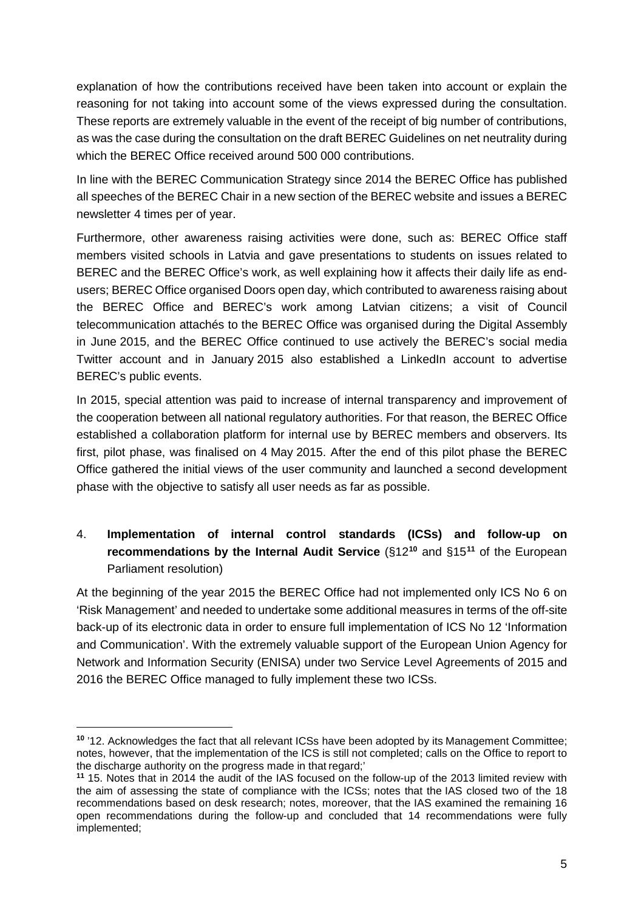explanation of how the contributions received have been taken into account or explain the reasoning for not taking into account some of the views expressed during the consultation. These reports are extremely valuable in the event of the receipt of big number of contributions, as was the case during the consultation on the draft BEREC Guidelines on net neutrality during which the BEREC Office received around 500 000 contributions.

In line with the BEREC Communication Strategy since 2014 the BEREC Office has published all speeches of the BEREC Chair in a new section of the BEREC website and issues a BEREC newsletter 4 times per of year.

Furthermore, other awareness raising activities were done, such as: BEREC Office staff members visited schools in Latvia and gave presentations to students on issues related to BEREC and the BEREC Office's work, as well explaining how it affects their daily life as end-users; BEREC Office organised Doors open day, which contributed to awareness raising about the BEREC Office and BEREC's work among Latvian citizens; a visit of Council telecommunication attachés to the BEREC Office was organised during the Digital Assembly in June 2015, and the BEREC Office continued to use actively the BEREC's social media Twitter account and in January 2015 also established a LinkedIn account to advertise BEREC's public events.

In 2015, special attention was paid to increase of internal transparency and improvement of the cooperation between all national regulatory authorities. For that reason, the BEREC Office established a collaboration platform for internal use by BEREC members and observers. Its first, pilot phase, was finalised on 4 May 2015. After the end of this pilot phase the BEREC Office gathered the initial views of the user community and launched a second development phase with the objective to satisfy all user needs as far as possible.

## 4. **Implementation of internal control standards (ICSs) and follow-up on recommendations by the Internal Audit Service** (§12[10] and §15[11] of the European Parliament resolution)

At the beginning of the year 2015 the BEREC Office had not implemented only ICS No 6 on 'Risk Management' and needed to undertake some additional measures in terms of the off-site back-up of its electronic data in order to ensure full implementation of ICS No 12 'Information and Communication'. With the extremely valuable support of the European Union Agency for Network and Information Security (ENISA) under two Service Level Agreements of 2015 and 2016 the BEREC Office managed to fully implement these two ICSs.

---

[10] '12. Acknowledges the fact that all relevant ICSs have been adopted by its Management Committee; notes, however, that the implementation of the ICS is still not completed; calls on the Office to report to the discharge authority on the progress made in that regard;'

[11] 15. Notes that in 2014 the audit of the IAS focused on the follow-up of the 2013 limited review with the aim of assessing the state of compliance with the ICSs; notes that the IAS closed two of the 18 recommendations based on desk research; notes, moreover, that the IAS examined the remaining 16 open recommendations during the follow-up and concluded that 14 recommendations were fully implemented;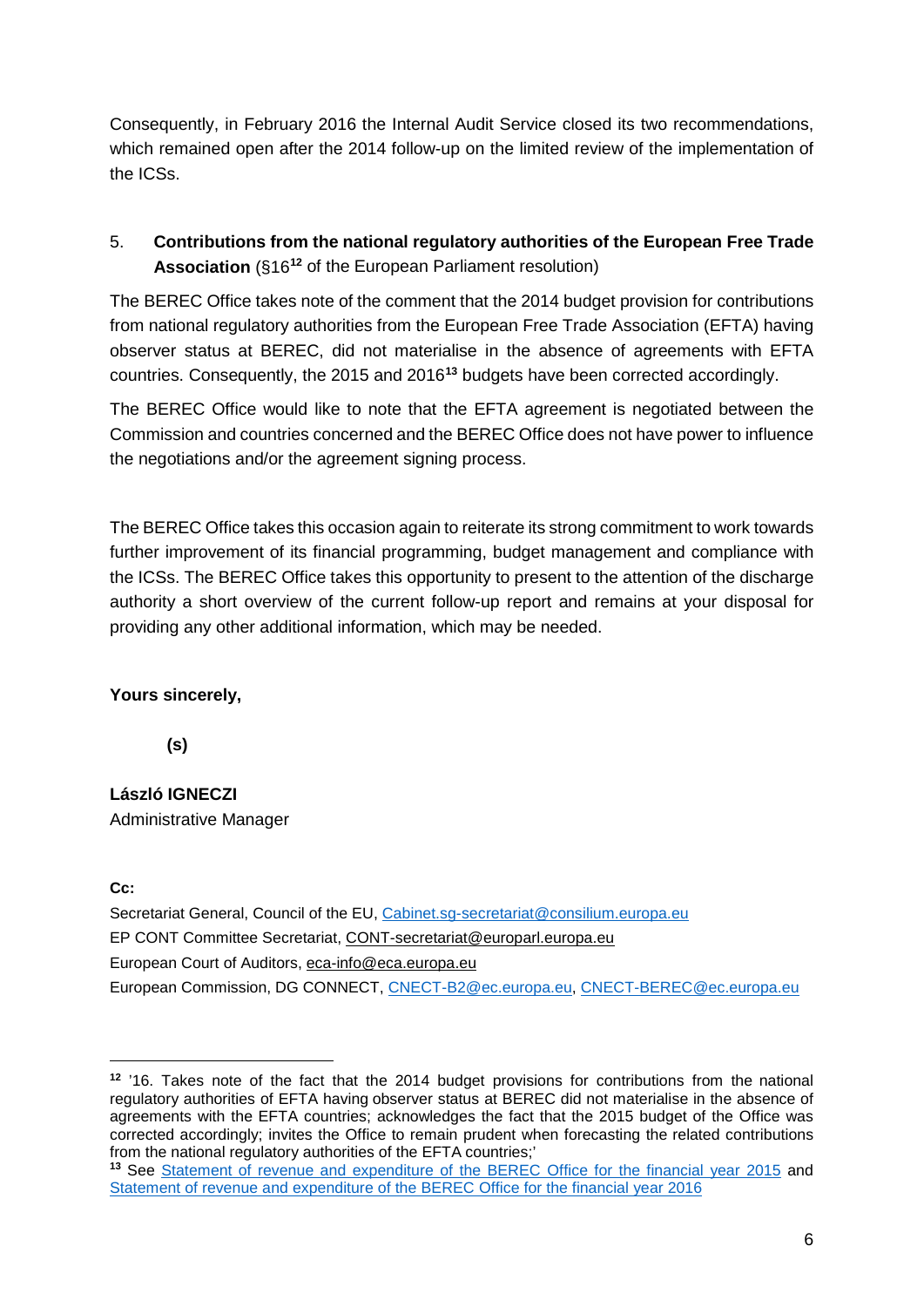Consequently, in February 2016 the Internal Audit Service closed its two recommendations, which remained open after the 2014 follow-up on the limited review of the implementation of the ICSs.

5. **Contributions from the national regulatory authorities of the European Free Trade Association** (§16[12] of the European Parliament resolution)

The BEREC Office takes note of the comment that the 2014 budget provision for contributions from national regulatory authorities from the European Free Trade Association (EFTA) having observer status at BEREC, did not materialise in the absence of agreements with EFTA countries. Consequently, the 2015 and 2016[13] budgets have been corrected accordingly.

The BEREC Office would like to note that the EFTA agreement is negotiated between the Commission and countries concerned and the BEREC Office does not have power to influence the negotiations and/or the agreement signing process.

The BEREC Office takes this occasion again to reiterate its strong commitment to work towards further improvement of its financial programming, budget management and compliance with the ICSs. The BEREC Office takes this opportunity to present to the attention of the discharge authority a short overview of the current follow-up report and remains at your disposal for providing any other additional information, which may be needed.

**Yours sincerely,**

**(s)**

**László IGNECZI**
Administrative Manager

**Cc:**

Secretariat General, Council of the EU, Cabinet.sg-secretariat@consilium.europa.eu
EP CONT Committee Secretariat, CONT-secretariat@europarl.europa.eu
European Court of Auditors, eca-info@eca.europa.eu
European Commission, DG CONNECT, CNECT-B2@ec.europa.eu, CNECT-BEREC@ec.europa.eu

---

[12] '16. Takes note of the fact that the 2014 budget provisions for contributions from the national regulatory authorities of EFTA having observer status at BEREC did not materialise in the absence of agreements with the EFTA countries; acknowledges the fact that the 2015 budget of the Office was corrected accordingly; invites the Office to remain prudent when forecasting the related contributions from the national regulatory authorities of the EFTA countries;'

[13] See Statement of revenue and expenditure of the BEREC Office for the financial year 2015 and Statement of revenue and expenditure of the BEREC Office for the financial year 2016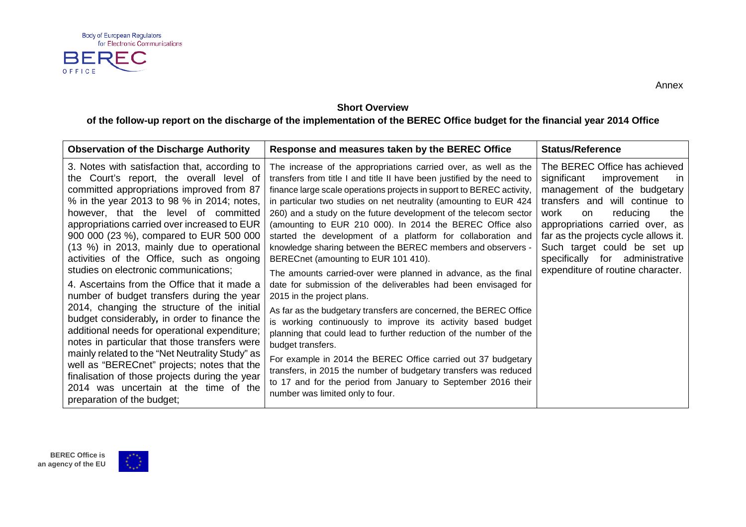Annex

**Short Overview**

**of the follow-up report on the discharge of the implementation of the BEREC Office budget for the financial year 2014 Office**

| Observation of the Discharge Authority | Response and measures taken by the BEREC Office | Status/Reference |
|---|---|---|
| 3. Notes with satisfaction that, according to the Court's report, the overall level of committed appropriations improved from 87 % in the year 2013 to 98 % in 2014; notes, however, that the level of committed appropriations carried over increased to EUR 900 000 (23 %), compared to EUR 500 000 (13 %) in 2013, mainly due to operational activities of the Office, such as ongoing studies on electronic communications;<br><br>4. Ascertains from the Office that it made a number of budget transfers during the year 2014, changing the structure of the initial budget considerably, in order to finance the additional needs for operational expenditure; notes in particular that those transfers were mainly related to the "Net Neutrality Study" as well as "BERECnet" projects; notes that the finalisation of those projects during the year 2014 was uncertain at the time of the preparation of the budget; | The increase of the appropriations carried over, as well as the transfers from title I and title II have been justified by the need to finance large scale operations projects in support to BEREC activity, in particular two studies on net neutrality (amounting to EUR 424 260) and a study on the future development of the telecom sector (amounting to EUR 210 000). In 2014 the BEREC Office also started the development of a platform for collaboration and knowledge sharing between the BEREC members and observers - BERECnet (amounting to EUR 101 410).<br><br>The amounts carried-over were planned in advance, as the final date for submission of the deliverables had been envisaged for 2015 in the project plans.<br><br>As far as the budgetary transfers are concerned, the BEREC Office is working continuously to improve its activity based budget planning that could lead to further reduction of the number of the budget transfers.<br><br>For example in 2014 the BEREC Office carried out 37 budgetary transfers, in 2015 the number of budgetary transfers was reduced to 17 and for the period from January to September 2016 their number was limited only to four. | The BEREC Office has achieved significant improvement in management of the budgetary transfers and will continue to work on reducing the appropriations carried over, as far as the projects cycle allows it. Such target could be set up specifically for administrative expenditure of routine character. |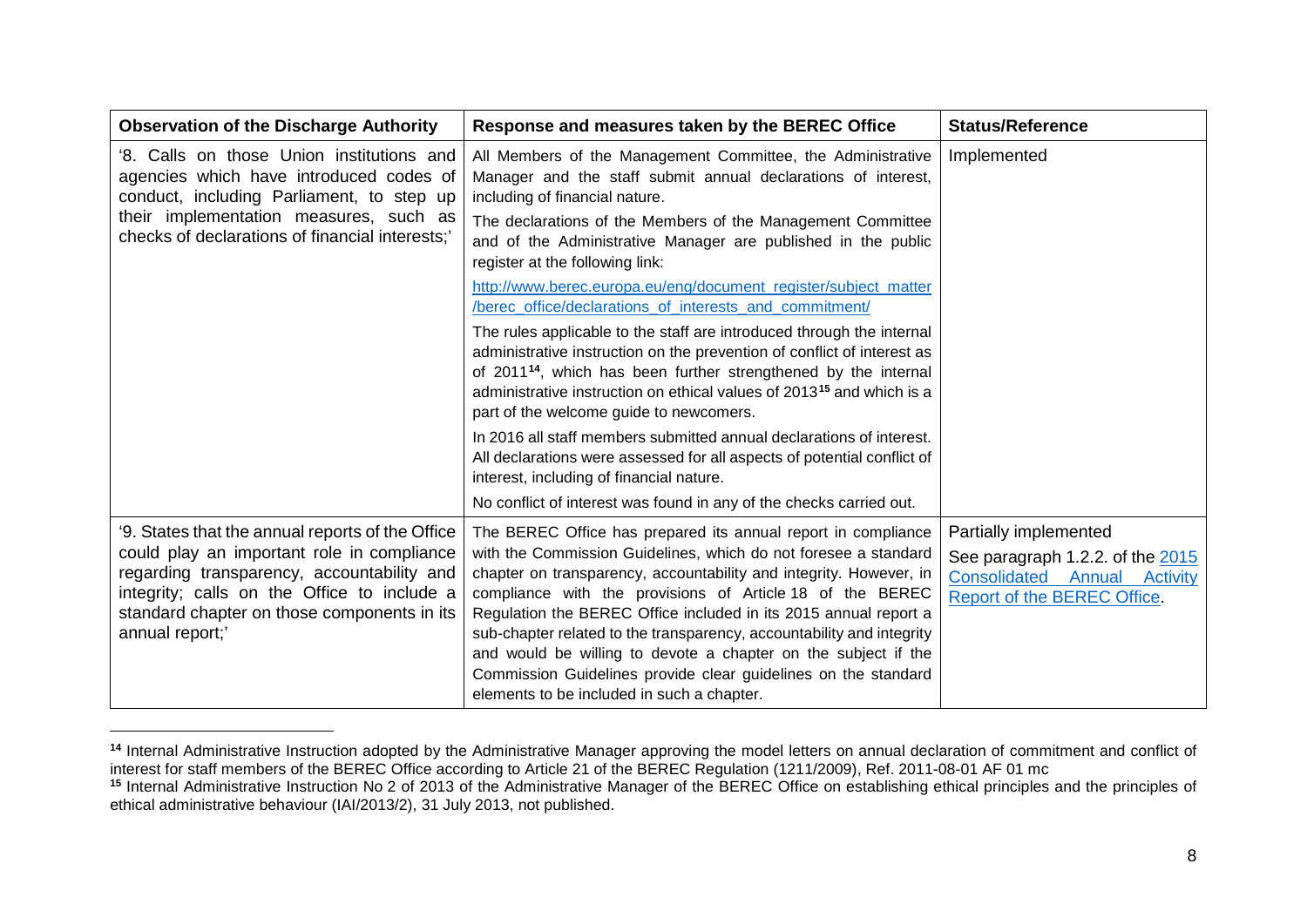| Observation of the Discharge Authority | Response and measures taken by the BEREC Office | Status/Reference |
|---|---|---|
| '8. Calls on those Union institutions and agencies which have introduced codes of conduct, including Parliament, to step up their implementation measures, such as checks of declarations of financial interests;' | All Members of the Management Committee, the Administrative Manager and the staff submit annual declarations of interest, including of financial nature.<br><br>The declarations of the Members of the Management Committee and of the Administrative Manager are published in the public register at the following link:<br><br>http://www.berec.europa.eu/eng/document_register/subject_matter/berec_office/declarations_of_interests_and_commitment/<br><br>The rules applicable to the staff are introduced through the internal administrative instruction on the prevention of conflict of interest as of 2011[14], which has been further strengthened by the internal administrative instruction on ethical values of 2013[15] and which is a part of the welcome guide to newcomers.<br><br>In 2016 all staff members submitted annual declarations of interest. All declarations were assessed for all aspects of potential conflict of interest, including of financial nature.<br><br>No conflict of interest was found in any of the checks carried out. | Implemented |
| '9. States that the annual reports of the Office could play an important role in compliance regarding transparency, accountability and integrity; calls on the Office to include a standard chapter on those components in its annual report;' | The BEREC Office has prepared its annual report in compliance with the Commission Guidelines, which do not foresee a standard chapter on transparency, accountability and integrity. However, in compliance with the provisions of Article 18 of the BEREC Regulation the BEREC Office included in its 2015 annual report a sub-chapter related to the transparency, accountability and integrity and would be willing to devote a chapter on the subject if the Commission Guidelines provide clear guidelines on the standard elements to be included in such a chapter. | Partially implemented<br><br>See paragraph 1.2.2. of the 2015 Consolidated Annual Activity Report of the BEREC Office. |

[14] Internal Administrative Instruction adopted by the Administrative Manager approving the model letters on annual declaration of commitment and conflict of interest for staff members of the BEREC Office according to Article 21 of the BEREC Regulation (1211/2009), Ref. 2011-08-01 AF 01 mc

[15] Internal Administrative Instruction No 2 of 2013 of the Administrative Manager of the BEREC Office on establishing ethical principles and the principles of ethical administrative behaviour (IAI/2013/2), 31 July 2013, not published.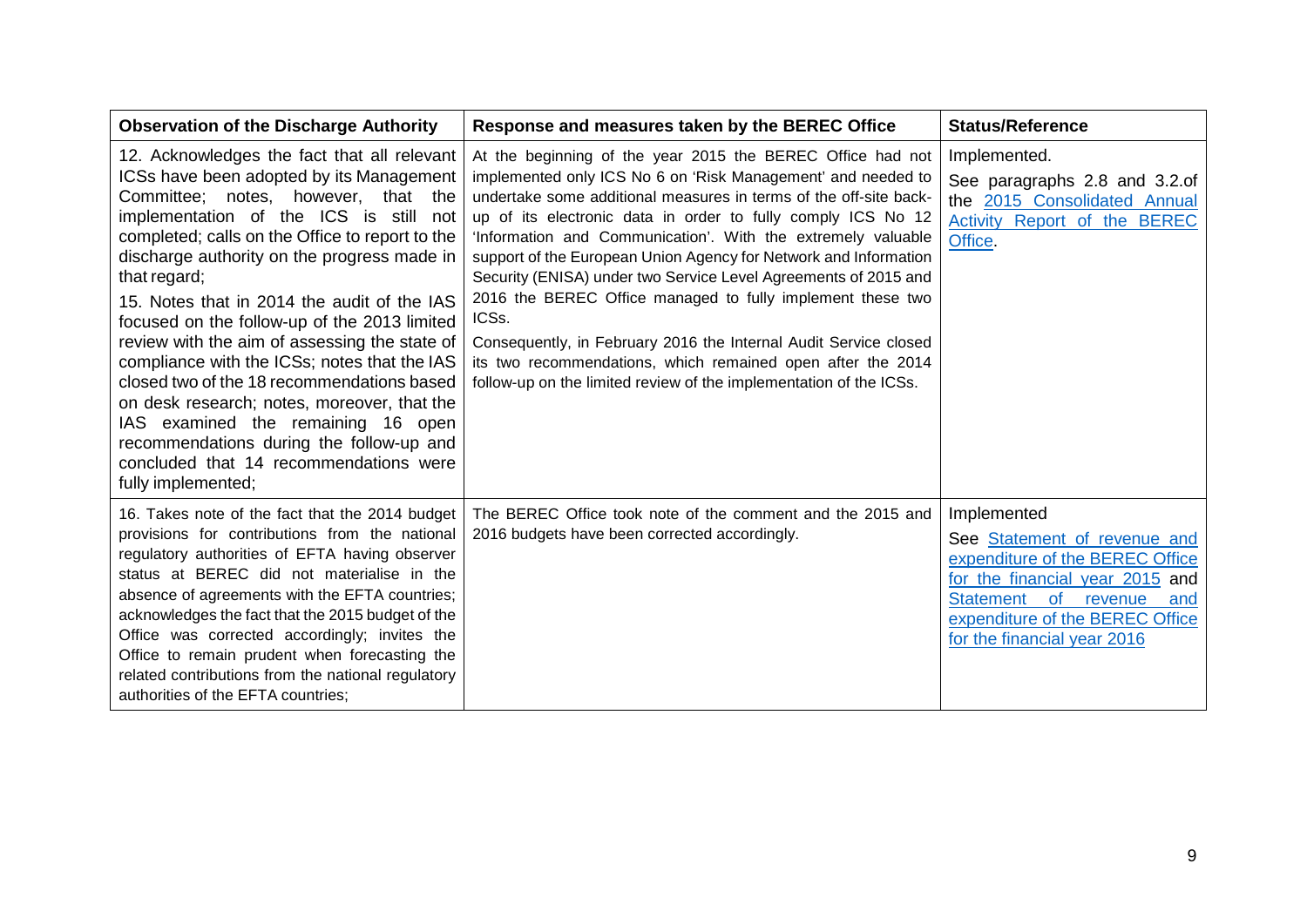| Observation of the Discharge Authority | Response and measures taken by the BEREC Office | Status/Reference |
| --- | --- | --- |
| 12. Acknowledges the fact that all relevant ICSs have been adopted by its Management Committee; notes, however, that the implementation of the ICS is still not completed; calls on the Office to report to the discharge authority on the progress made in that regard;<br><br>15. Notes that in 2014 the audit of the IAS focused on the follow-up of the 2013 limited review with the aim of assessing the state of compliance with the ICSs; notes that the IAS closed two of the 18 recommendations based on desk research; notes, moreover, that the IAS examined the remaining 16 open recommendations during the follow-up and concluded that 14 recommendations were fully implemented; | At the beginning of the year 2015 the BEREC Office had not implemented only ICS No 6 on 'Risk Management' and needed to undertake some additional measures in terms of the off-site back-up of its electronic data in order to fully comply ICS No 12 'Information and Communication'. With the extremely valuable support of the European Union Agency for Network and Information Security (ENISA) under two Service Level Agreements of 2015 and 2016 the BEREC Office managed to fully implement these two ICSs.<br><br>Consequently, in February 2016 the Internal Audit Service closed its two recommendations, which remained open after the 2014 follow-up on the limited review of the implementation of the ICSs. | Implemented.<br><br>See paragraphs 2.8 and 3.2.of the [2015 Consolidated Annual Activity Report of the BEREC Office](). |
| 16. Takes note of the fact that the 2014 budget provisions for contributions from the national regulatory authorities of EFTA having observer status at BEREC did not materialise in the absence of agreements with the EFTA countries; acknowledges the fact that the 2015 budget of the Office was corrected accordingly; invites the Office to remain prudent when forecasting the related contributions from the national regulatory authorities of the EFTA countries; | The BEREC Office took note of the comment and the 2015 and 2016 budgets have been corrected accordingly. | Implemented<br><br>See [Statement of revenue and expenditure of the BEREC Office for the financial year 2015]() and [Statement of revenue and expenditure of the BEREC Office for the financial year 2016]() |